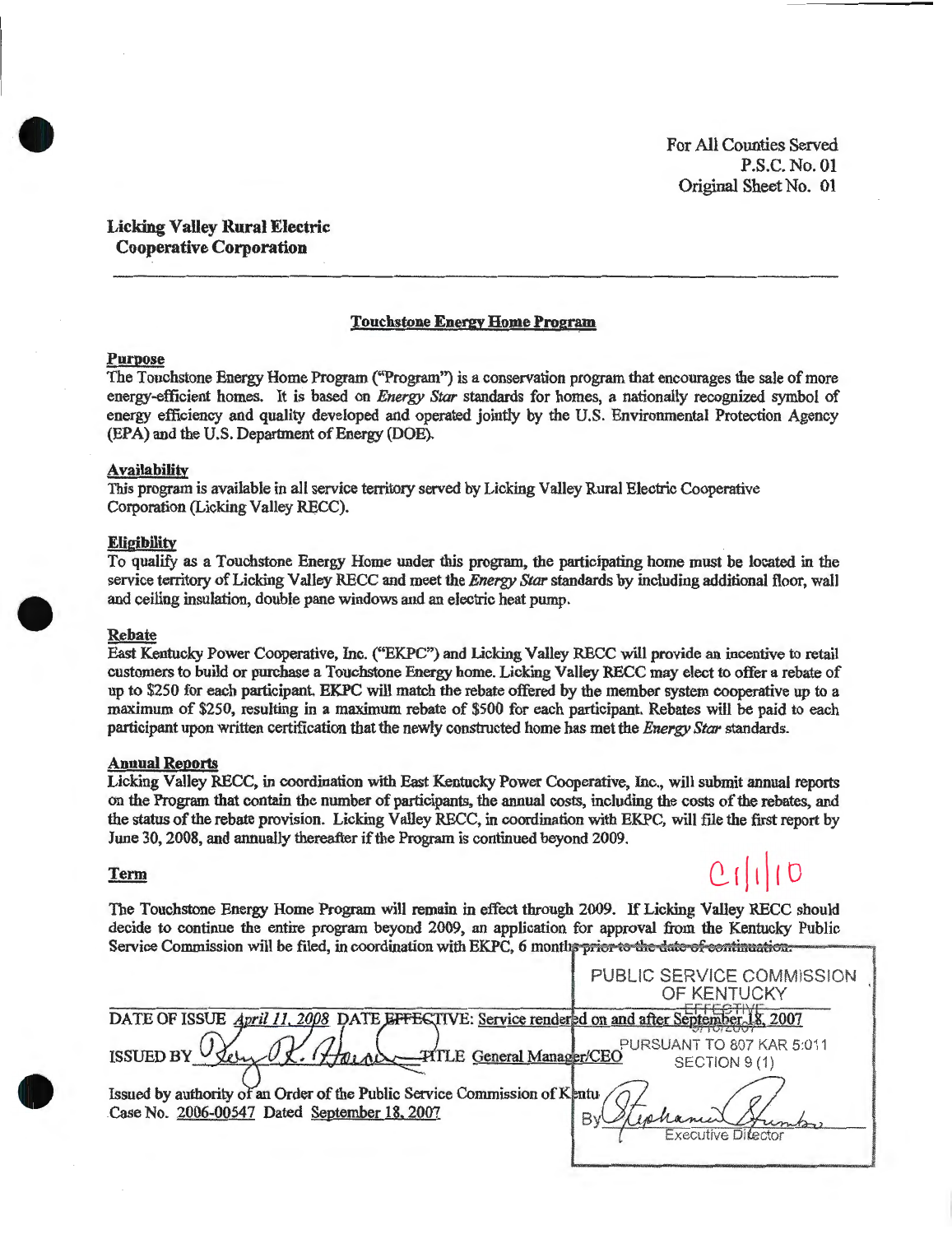For All Counties Served
P.S.C. No. 01
Original Sheet No. 01

**Licking Valley Rural Electric Cooperative Corporation**

---

## Touchstone Energy Home Program

**Purpose**

The Touchstone Energy Home Program ("Program") is a conservation program that encourages the sale of more energy-efficient homes. It is based on *Energy Star* standards for homes, a nationally recognized symbol of energy efficiency and quality developed and operated jointly by the U.S. Environmental Protection Agency (EPA) and the U.S. Department of Energy (DOE).

**Availability**

This program is available in all service territory served by Licking Valley Rural Electric Cooperative Corporation (Licking Valley RECC).

**Eligibility**

To qualify as a Touchstone Energy Home under this program, the participating home must be located in the service territory of Licking Valley RECC and meet the *Energy Star* standards by including additional floor, wall and ceiling insulation, double pane windows and an electric heat pump.

**Rebate**

East Kentucky Power Cooperative, Inc. ("EKPC") and Licking Valley RECC will provide an incentive to retail customers to build or purchase a Touchstone Energy home. Licking Valley RECC may elect to offer a rebate of up to $250 for each participant. EKPC will match the rebate offered by the member system cooperative up to a maximum of $250, resulting in a maximum rebate of $500 for each participant. Rebates will be paid to each participant upon written certification that the newly constructed home has met the *Energy Star* standards.

**Annual Reports**

Licking Valley RECC, in coordination with East Kentucky Power Cooperative, Inc., will submit annual reports on the Program that contain the number of participants, the annual costs, including the costs of the rebates, and the status of the rebate provision. Licking Valley RECC, in coordination with EKPC, will file the first report by June 30, 2008, and annually thereafter if the Program is continued beyond 2009.

**Term**

C 1/1/10

The Touchstone Energy Home Program will remain in effect through 2009. If Licking Valley RECC should decide to continue the entire program beyond 2009, an application for approval from the Kentucky Public Service Commission will be filed, in coordination with EKPC, 6 months ~~prior to the date of continuation.~~

---

DATE OF ISSUE *April 11, 2008* DATE EFFECTIVE: Service rendered on and after September 18, 2007

ISSUED BY [signature] TITLE General Manager/CEO

Issued by authority of an Order of the Public Service Commission of Kentucky in Case No. 2006-00547 Dated September 18, 2007

PUBLIC SERVICE COMMISSION OF KENTUCKY
EFFECTIVE
9/18/2007
PURSUANT TO 807 KAR 5:011 SECTION 9 (1)
By [signature] Executive Director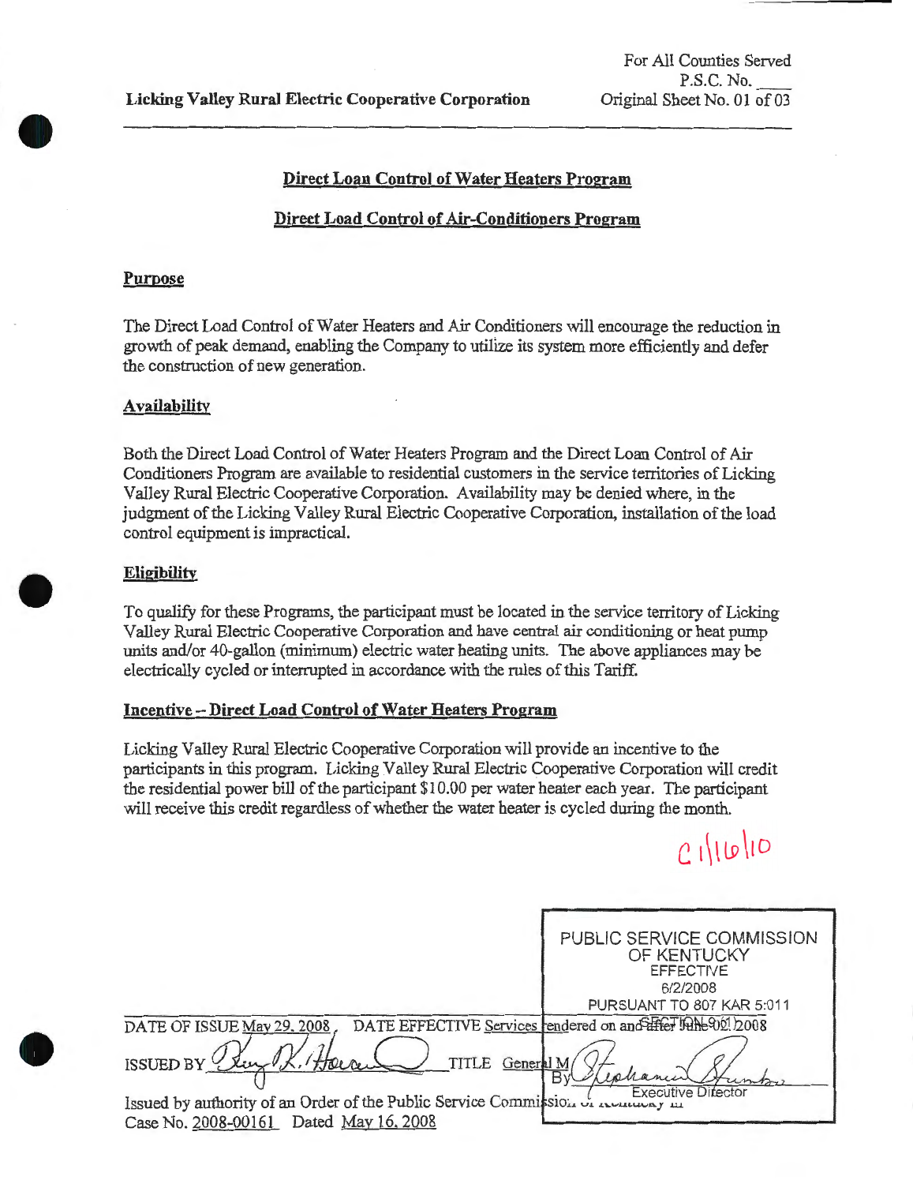For All Counties Served
P.S.C. No. ____
Original Sheet No. 01 of 03

**Licking Valley Rural Electric Cooperative Corporation**

## Direct Loan Control of Water Heaters Program

## Direct Load Control of Air-Conditioners Program

### Purpose

The Direct Load Control of Water Heaters and Air Conditioners will encourage the reduction in growth of peak demand, enabling the Company to utilize its system more efficiently and defer the construction of new generation.

### Availability

Both the Direct Load Control of Water Heaters Program and the Direct Loan Control of Air Conditioners Program are available to residential customers in the service territories of Licking Valley Rural Electric Cooperative Corporation. Availability may be denied where, in the judgment of the Licking Valley Rural Electric Cooperative Corporation, installation of the load control equipment is impractical.

### Eligibility

To qualify for these Programs, the participant must be located in the service territory of Licking Valley Rural Electric Cooperative Corporation and have central air conditioning or heat pump units and/or 40-gallon (minimum) electric water heating units. The above appliances may be electrically cycled or interrupted in accordance with the rules of this Tariff.

### Incentive – Direct Load Control of Water Heaters Program

Licking Valley Rural Electric Cooperative Corporation will provide an incentive to the participants in this program. Licking Valley Rural Electric Cooperative Corporation will credit the residential power bill of the participant $10.00 per water heater each year. The participant will receive this credit regardless of whether the water heater is cycled during the month.

C 1/16/10

PUBLIC SERVICE COMMISSION OF KENTUCKY
EFFECTIVE
6/2/2008
PURSUANT TO 807 KAR 5:011
SECTION 9 (1)
By Stephanie Stumbo
Executive Director

DATE OF ISSUE May 29, 2008, DATE EFFECTIVE Services rendered on and after June 02, 2008

ISSUED BY [signature] TITLE General Manager

Issued by authority of an Order of the Public Service Commission of Kentucky in Case No. 2008-00161 Dated May 16, 2008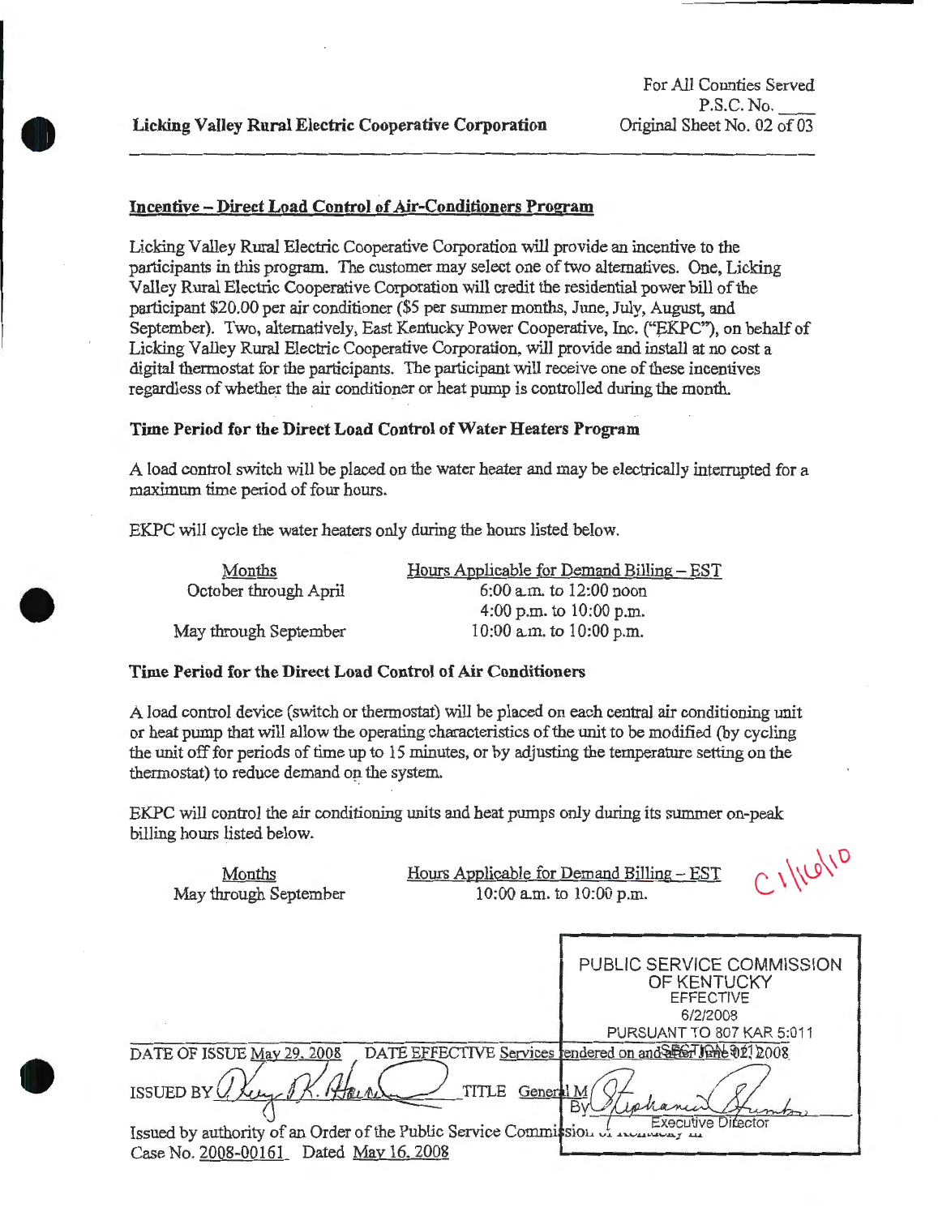Licking Valley Rural Electric Cooperative Corporation

For All Counties Served
P.S.C. No. ____
Original Sheet No. 02 of 03

## Incentive – Direct Load Control of Air-Conditioners Program

Licking Valley Rural Electric Cooperative Corporation will provide an incentive to the participants in this program. The customer may select one of two alternatives. One, Licking Valley Rural Electric Cooperative Corporation will credit the residential power bill of the participant $20.00 per air conditioner ($5 per summer months, June, July, August, and September). Two, alternatively, East Kentucky Power Cooperative, Inc. ("EKPC"), on behalf of Licking Valley Rural Electric Cooperative Corporation, will provide and install at no cost a digital thermostat for the participants. The participant will receive one of these incentives regardless of whether the air conditioner or heat pump is controlled during the month.

### Time Period for the Direct Load Control of Water Heaters Program

A load control switch will be placed on the water heater and may be electrically interrupted for a maximum time period of four hours.

EKPC will cycle the water heaters only during the hours listed below.

| Months | Hours Applicable for Demand Billing – EST |
|---|---|
| October through April | 6:00 a.m. to 12:00 noon |
| | 4:00 p.m. to 10:00 p.m. |
| May through September | 10:00 a.m. to 10:00 p.m. |

### Time Period for the Direct Load Control of Air Conditioners

A load control device (switch or thermostat) will be placed on each central air conditioning unit or heat pump that will allow the operating characteristics of the unit to be modified (by cycling the unit off for periods of time up to 15 minutes, or by adjusting the temperature setting on the thermostat) to reduce demand on the system.

EKPC will control the air conditioning units and heat pumps only during its summer on-peak billing hours listed below.

| Months | Hours Applicable for Demand Billing – EST |
|---|---|
| May through September | 10:00 a.m. to 10:00 p.m. |

C 1/1/10

PUBLIC SERVICE COMMISSION OF KENTUCKY
EFFECTIVE
6/2/2008
PURSUANT TO 807 KAR 5:011
SECTION 9(1)
By Stephanie Stumbo
Executive Director

DATE OF ISSUE May 29, 2008 DATE EFFECTIVE Services rendered on and after June 02, 2008

ISSUED BY Kerry K. Howard TITLE General Manager

Issued by authority of an Order of the Public Service Commission of Kentucky in
Case No. 2008-00161 Dated May 16, 2008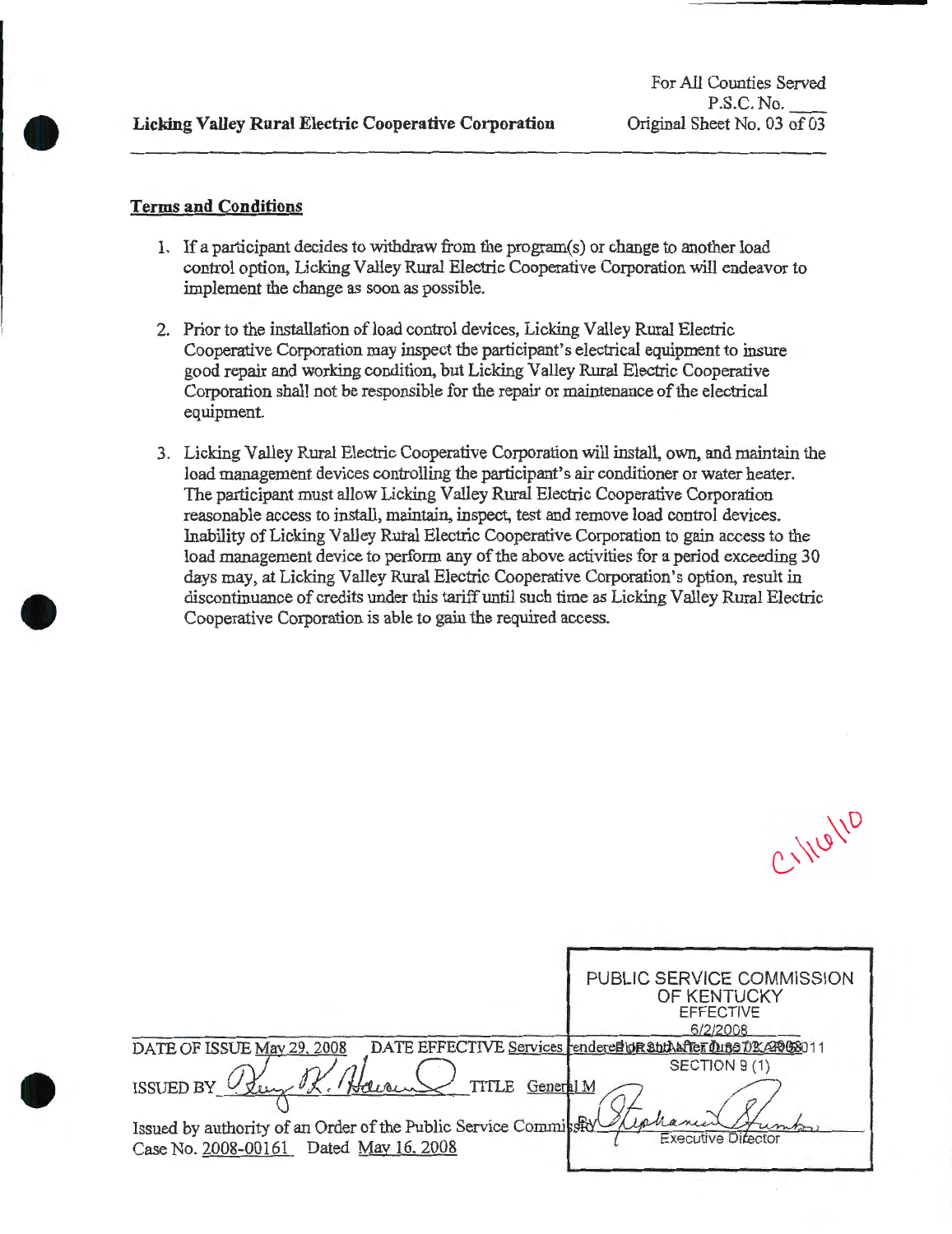Licking Valley Rural Electric Cooperative Corporation

For All Counties Served
P.S.C. No. ____
Original Sheet No. 03 of 03

## Terms and Conditions

1. If a participant decides to withdraw from the program(s) or change to another load control option, Licking Valley Rural Electric Cooperative Corporation will endeavor to implement the change as soon as possible.

2. Prior to the installation of load control devices, Licking Valley Rural Electric Cooperative Corporation may inspect the participant's electrical equipment to insure good repair and working condition, but Licking Valley Rural Electric Cooperative Corporation shall not be responsible for the repair or maintenance of the electrical equipment.

3. Licking Valley Rural Electric Cooperative Corporation will install, own, and maintain the load management devices controlling the participant's air conditioner or water heater. The participant must allow Licking Valley Rural Electric Cooperative Corporation reasonable access to install, maintain, inspect, test and remove load control devices. Inability of Licking Valley Rural Electric Cooperative Corporation to gain access to the load management device to perform any of the above activities for a period exceeding 30 days may, at Licking Valley Rural Electric Cooperative Corporation's option, result in discontinuance of credits under this tariff until such time as Licking Valley Rural Electric Cooperative Corporation is able to gain the required access.

C 1/10/10

PUBLIC SERVICE COMMISSION OF KENTUCKY
EFFECTIVE
6/2/2008
PURSUANT TO 807 KAR 5:011
SECTION 9 (1)

DATE OF ISSUE May 29, 2008 DATE EFFECTIVE Services rendered on and after June 02, 2008

ISSUED BY [signature] TITLE General M

Issued by authority of an Order of the Public Service Commission
Case No. 2008-00161 Dated May 16, 2008

By [signature]
Executive Director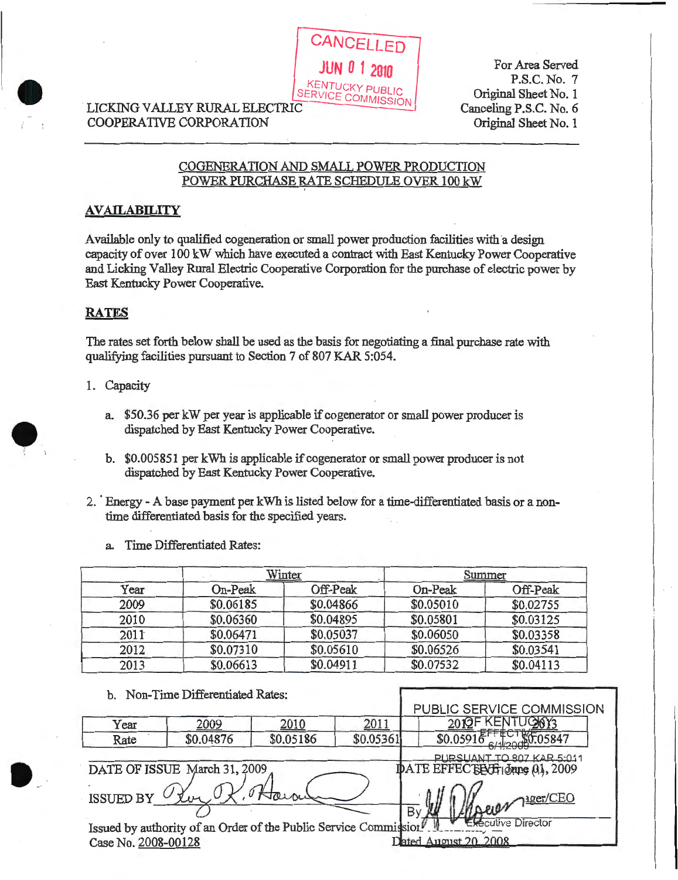CANCELLED
JUN 01 2010
KENTUCKY PUBLIC SERVICE COMMISSION

LICKING VALLEY RURAL ELECTRIC COOPERATIVE CORPORATION

For Area Served
P.S.C. No. 7
Original Sheet No. 1
Canceling P.S.C. No. 6
Original Sheet No. 1

## COGENERATION AND SMALL POWER PRODUCTION POWER PURCHASE RATE SCHEDULE OVER 100 kW

### AVAILABILITY

Available only to qualified cogeneration or small power production facilities with a design capacity of over 100 kW which have executed a contract with East Kentucky Power Cooperative and Licking Valley Rural Electric Cooperative Corporation for the purchase of electric power by East Kentucky Power Cooperative.

### RATES

The rates set forth below shall be used as the basis for negotiating a final purchase rate with qualifying facilities pursuant to Section 7 of 807 KAR 5:054.

1. Capacity

   a. $50.36 per kW per year is applicable if cogenerator or small power producer is dispatched by East Kentucky Power Cooperative.

   b. $0.005851 per kWh is applicable if cogenerator or small power producer is not dispatched by East Kentucky Power Cooperative.

2. Energy - A base payment per kWh is listed below for a time-differentiated basis or a non-time differentiated basis for the specified years.

   a. Time Differentiated Rates:

| Year | Winter | | Summer | |
|---|---|---|---|---|
| | On-Peak | Off-Peak | On-Peak | Off-Peak |
| 2009 | $0.06185 | $0.04866 | $0.05010 | $0.02755 |
| 2010 | $0.06360 | $0.04895 | $0.05801 | $0.03125 |
| 2011 | $0.06471 | $0.05037 | $0.06050 | $0.03358 |
| 2012 | $0.07310 | $0.05610 | $0.06526 | $0.03541 |
| 2013 | $0.06613 | $0.04911 | $0.07532 | $0.04113 |

   b. Non-Time Differentiated Rates:

| Year | 2009 | 2010 | 2011 | 2012 | 2013 |
|---|---|---|---|---|---|
| Rate | $0.04876 | $0.05186 | $0.05361 | $0.05916 | $0.05847 |

PUBLIC SERVICE COMMISSION OF KENTUCKY
EFFECTIVE 6/1/2009
PURSUANT TO 807 KAR 5:011 SECTION 9 (1)
By Executive Director

DATE OF ISSUE March 31, 2009

DATE EFFECTIVE June 01, 2009

ISSUED BY [signature] Manager/CEO

Issued by authority of an Order of the Public Service Commission of Kentucky in Case No. 2008-00128 Dated August 20, 2008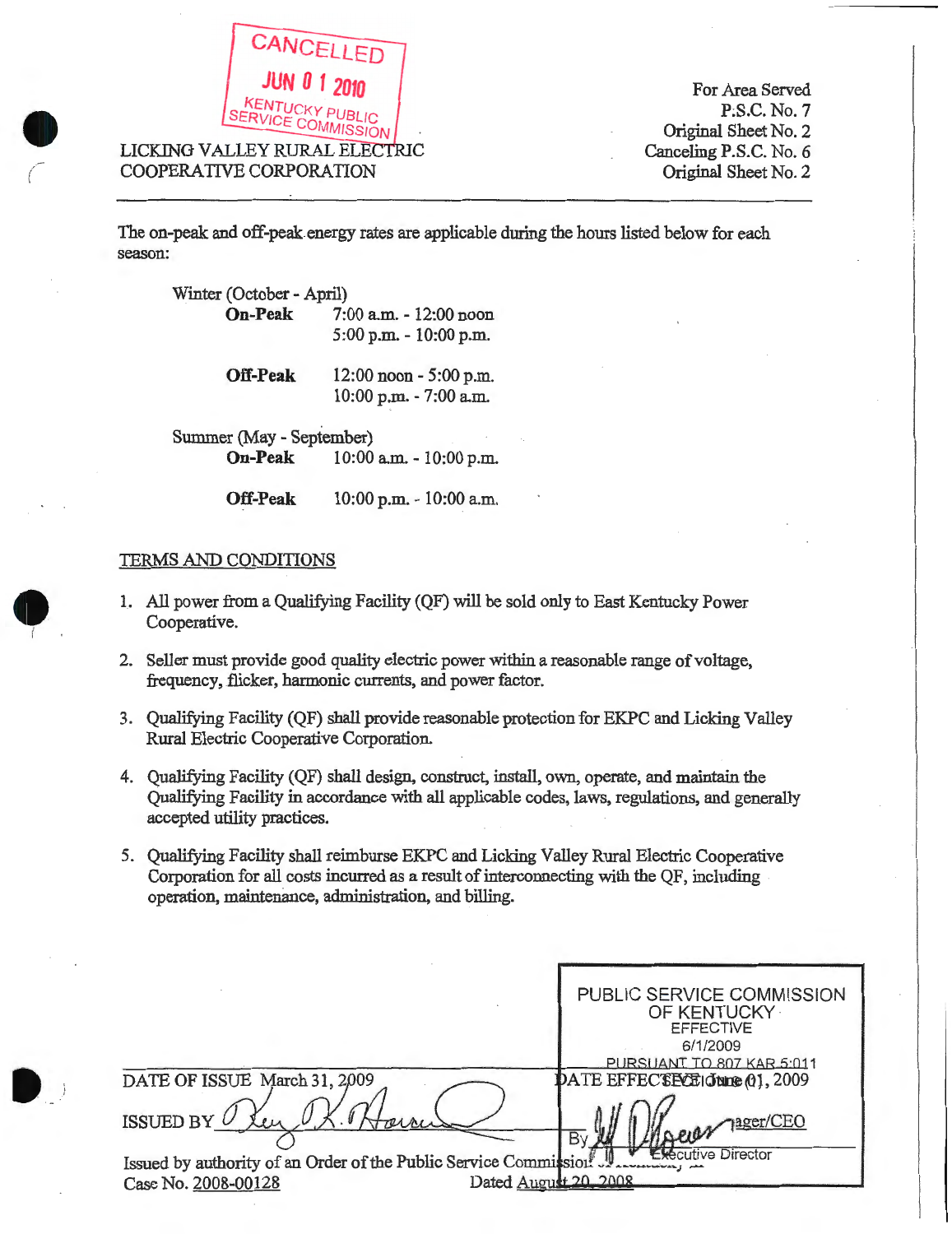CANCELLED
JUN 01 2010
KENTUCKY PUBLIC SERVICE COMMISSION

LICKING VALLEY RURAL ELECTRIC COOPERATIVE CORPORATION

For Area Served
P.S.C. No. 7
Original Sheet No. 2
Canceling P.S.C. No. 6
Original Sheet No. 2

The on-peak and off-peak energy rates are applicable during the hours listed below for each season:

Winter (October - April)

| | |
|---|---|
| **On-Peak** | 7:00 a.m. - 12:00 noon<br>5:00 p.m. - 10:00 p.m. |
| **Off-Peak** | 12:00 noon - 5:00 p.m.<br>10:00 p.m. - 7:00 a.m. |

Summer (May - September)

| | |
|---|---|
| **On-Peak** | 10:00 a.m. - 10:00 p.m. |
| **Off-Peak** | 10:00 p.m. - 10:00 a.m. |

TERMS AND CONDITIONS

1. All power from a Qualifying Facility (QF) will be sold only to East Kentucky Power Cooperative.
2. Seller must provide good quality electric power within a reasonable range of voltage, frequency, flicker, harmonic currents, and power factor.
3. Qualifying Facility (QF) shall provide reasonable protection for EKPC and Licking Valley Rural Electric Cooperative Corporation.
4. Qualifying Facility (QF) shall design, construct, install, own, operate, and maintain the Qualifying Facility in accordance with all applicable codes, laws, regulations, and generally accepted utility practices.
5. Qualifying Facility shall reimburse EKPC and Licking Valley Rural Electric Cooperative Corporation for all costs incurred as a result of interconnecting with the QF, including operation, maintenance, administration, and billing.

PUBLIC SERVICE COMMISSION OF KENTUCKY
EFFECTIVE
6/1/2009
PURSUANT TO 807 KAR 5:011

DATE OF ISSUE March 31, 2009
DATE EFFECTIVE June 01, 2009

ISSUED BY
Manager/CEO

By Executive Director

Issued by authority of an Order of the Public Service Commission of Kentucky in Case No. 2008-00128 Dated August 20, 2008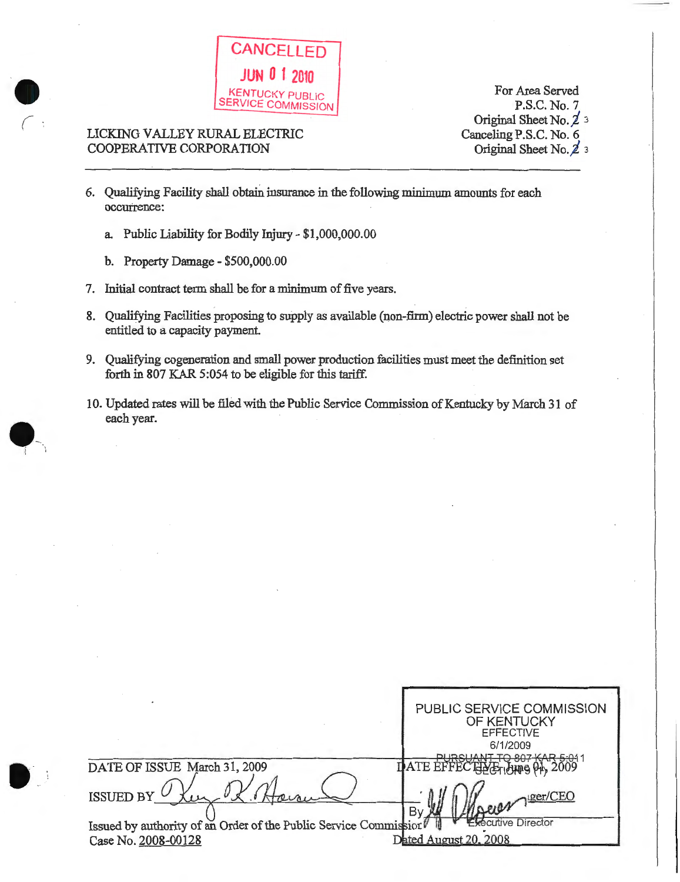CANCELLED
JUN 01 2010
KENTUCKY PUBLIC SERVICE COMMISSION

LICKING VALLEY RURAL ELECTRIC COOPERATIVE CORPORATION

For Area Served
P.S.C. No. 7
Original Sheet No. 3
Canceling P.S.C. No. 6
Original Sheet No. 3

6. Qualifying Facility shall obtain insurance in the following minimum amounts for each occurrence:

   a. Public Liability for Bodily Injury - $1,000,000.00

   b. Property Damage - $500,000.00

7. Initial contract term shall be for a minimum of five years.

8. Qualifying Facilities proposing to supply as available (non-firm) electric power shall not be entitled to a capacity payment.

9. Qualifying cogeneration and small power production facilities must meet the definition set forth in 807 KAR 5:054 to be eligible for this tariff.

10. Updated rates will be filed with the Public Service Commission of Kentucky by March 31 of each year.

DATE OF ISSUE March 31, 2009

DATE EFFECTIVE June 01, 2009

ISSUED BY ________________ Manager/CEO

Issued by authority of an Order of the Public Service Commission
Case No. 2008-00128 Dated August 20, 2008

PUBLIC SERVICE COMMISSION OF KENTUCKY
EFFECTIVE
6/1/2009
PURSUANT TO 807 KAR 5:011 SECTION 9 (1)
By ________________ Executive Director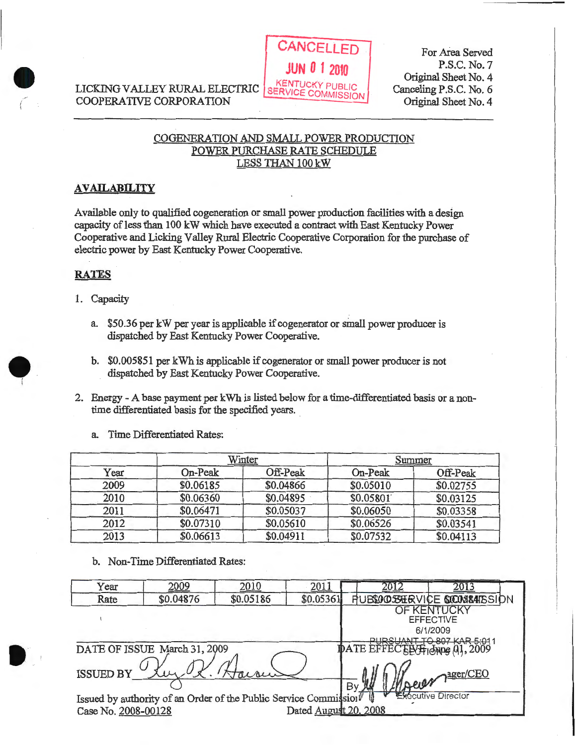CANCELLED
JUN 01 2010
KENTUCKY PUBLIC SERVICE COMMISSION

LICKING VALLEY RURAL ELECTRIC COOPERATIVE CORPORATION

For Area Served
P.S.C. No. 7
Original Sheet No. 4
Canceling P.S.C. No. 6
Original Sheet No. 4

## COGENERATION AND SMALL POWER PRODUCTION POWER PURCHASE RATE SCHEDULE LESS THAN 100 kW

### AVAILABILITY

Available only to qualified cogeneration or small power production facilities with a design capacity of less than 100 kW which have executed a contract with East Kentucky Power Cooperative and Licking Valley Rural Electric Cooperative Corporation for the purchase of electric power by East Kentucky Power Cooperative.

### RATES

1. Capacity

   a. $50.36 per kW per year is applicable if cogenerator or small power producer is dispatched by East Kentucky Power Cooperative.

   b. $0.005851 per kWh is applicable if cogenerator or small power producer is not dispatched by East Kentucky Power Cooperative.

2. Energy - A base payment per kWh is listed below for a time-differentiated basis or a non-time differentiated basis for the specified years.

   a. Time Differentiated Rates:

| | Winter | | Summer | |
|---|---|---|---|---|
| Year | On-Peak | Off-Peak | On-Peak | Off-Peak |
| 2009 | $0.06185 | $0.04866 | $0.05010 | $0.02755 |
| 2010 | $0.06360 | $0.04895 | $0.05801 | $0.03125 |
| 2011 | $0.06471 | $0.05037 | $0.06050 | $0.03358 |
| 2012 | $0.07310 | $0.05610 | $0.06526 | $0.03541 |
| 2013 | $0.06613 | $0.04911 | $0.07532 | $0.04113 |

   b. Non-Time Differentiated Rates:

| Year | 2009 | 2010 | 2011 | 2012 | 2013 |
|---|---|---|---|---|---|
| Rate | $0.04876 | $0.05186 | $0.05361 | $0.05 | $0.05 |

PUBLIC SERVICE COMMISSION OF KENTUCKY
EFFECTIVE
6/1/2009
PURSUANT TO 807 KAR 5:011 SECTION 9 (1)

DATE OF ISSUE March 31, 2009

DATE EFFECTIVE June 01, 2009

ISSUED BY [signature] ...ager/CEO

By [signature] Executive Director

Issued by authority of an Order of the Public Service Commission of Kentucky in
Case No. 2008-00128 Dated August 20, 2008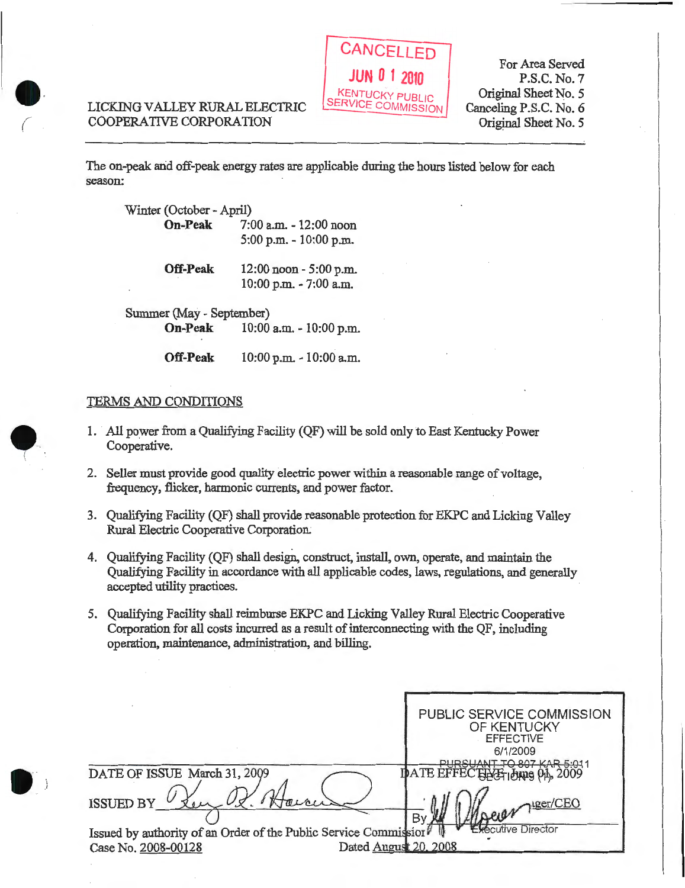CANCELLED
JUN 0 1 2010
KENTUCKY PUBLIC SERVICE COMMISSION

LICKING VALLEY RURAL ELECTRIC COOPERATIVE CORPORATION

For Area Served
P.S.C. No. 7
Original Sheet No. 5
Canceling P.S.C. No. 6
Original Sheet No. 5

---

The on-peak and off-peak energy rates are applicable during the hours listed below for each season:

Winter (October - April)

| | |
|---|---|
| **On-Peak** | 7:00 a.m. - 12:00 noon |
| | 5:00 p.m. - 10:00 p.m. |
| **Off-Peak** | 12:00 noon - 5:00 p.m. |
| | 10:00 p.m. - 7:00 a.m. |

Summer (May - September)

| | |
|---|---|
| **On-Peak** | 10:00 a.m. - 10:00 p.m. |
| **Off-Peak** | 10:00 p.m. - 10:00 a.m. |

TERMS AND CONDITIONS

1. All power from a Qualifying Facility (QF) will be sold only to East Kentucky Power Cooperative.
2. Seller must provide good quality electric power within a reasonable range of voltage, frequency, flicker, harmonic currents, and power factor.
3. Qualifying Facility (QF) shall provide reasonable protection for EKPC and Licking Valley Rural Electric Cooperative Corporation.
4. Qualifying Facility (QF) shall design, construct, install, own, operate, and maintain the Qualifying Facility in accordance with all applicable codes, laws, regulations, and generally accepted utility practices.
5. Qualifying Facility shall reimburse EKPC and Licking Valley Rural Electric Cooperative Corporation for all costs incurred as a result of interconnecting with the QF, including operation, maintenance, administration, and billing.

PUBLIC SERVICE COMMISSION OF KENTUCKY
EFFECTIVE
6/1/2009
PURSUANT TO 807 KAR 5:011 SECTION 9 (1)
By Executive Director

DATE OF ISSUE March 31, 2009 DATE EFFECTIVE June 01, 2009

ISSUED BY Manager/CEO

Issued by authority of an Order of the Public Service Commission
Case No. 2008-00128 Dated August 20, 2008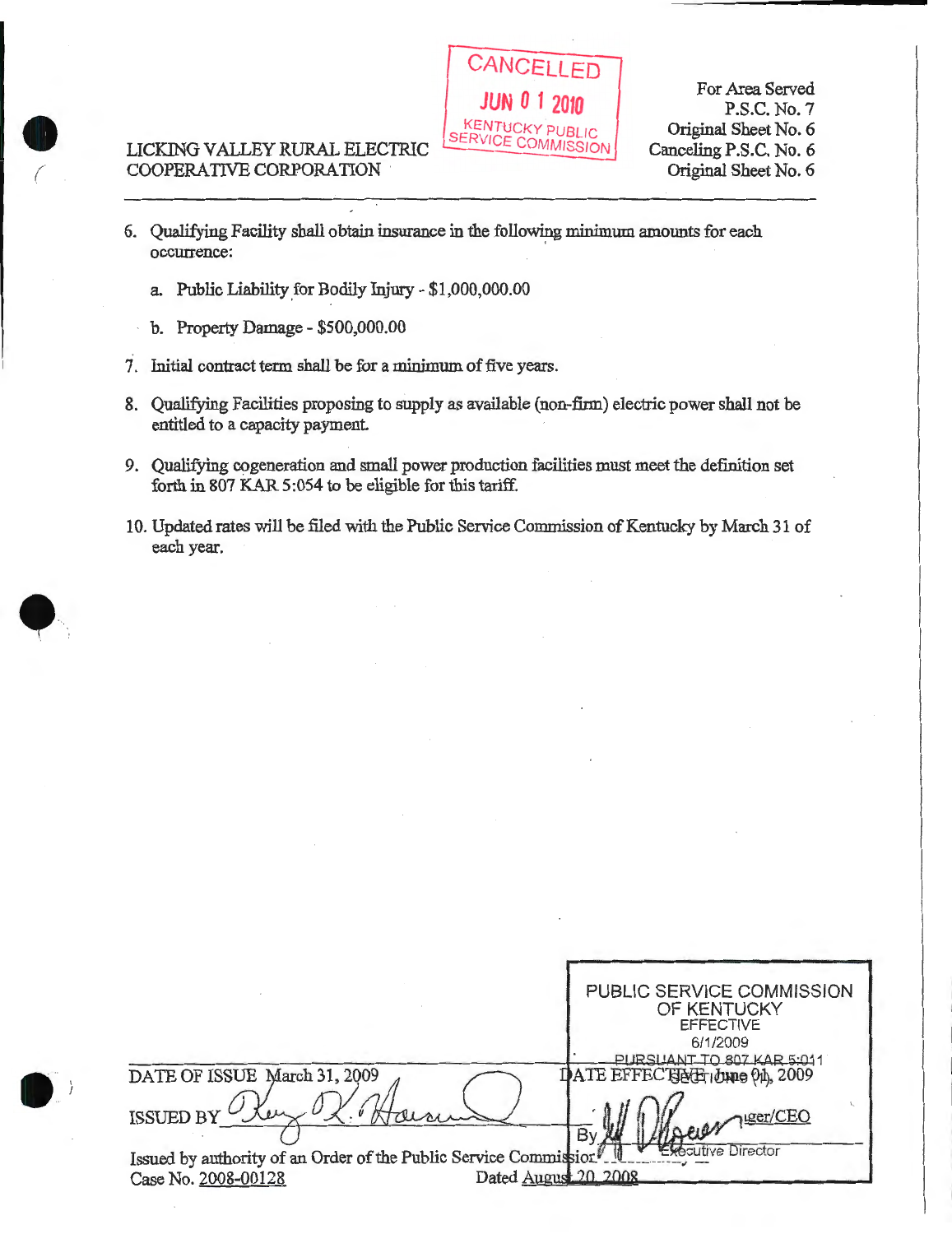CANCELLED
JUN 0 1 2010
KENTUCKY PUBLIC SERVICE COMMISSION

LICKING VALLEY RURAL ELECTRIC COOPERATIVE CORPORATION

For Area Served
P.S.C. No. 7
Original Sheet No. 6
Canceling P.S.C. No. 6
Original Sheet No. 6

---

6. Qualifying Facility shall obtain insurance in the following minimum amounts for each occurrence:

   a. Public Liability for Bodily Injury - $1,000,000.00

   b. Property Damage - $500,000.00

7. Initial contract term shall be for a minimum of five years.

8. Qualifying Facilities proposing to supply as available (non-firm) electric power shall not be entitled to a capacity payment.

9. Qualifying cogeneration and small power production facilities must meet the definition set forth in 807 KAR 5:054 to be eligible for this tariff.

10. Updated rates will be filed with the Public Service Commission of Kentucky by March 31 of each year.

---

PUBLIC SERVICE COMMISSION OF KENTUCKY
EFFECTIVE
6/1/2009
PURSUANT TO 807 KAR 5:011 SECTION 9 (1)
By Executive Director

DATE OF ISSUE March 31, 2009

DATE EFFECTIVE June 01, 2009

ISSUED BY ________ Manager/CEO

Issued by authority of an Order of the Public Service Commission
Case No. 2008-00128 Dated August 20, 2008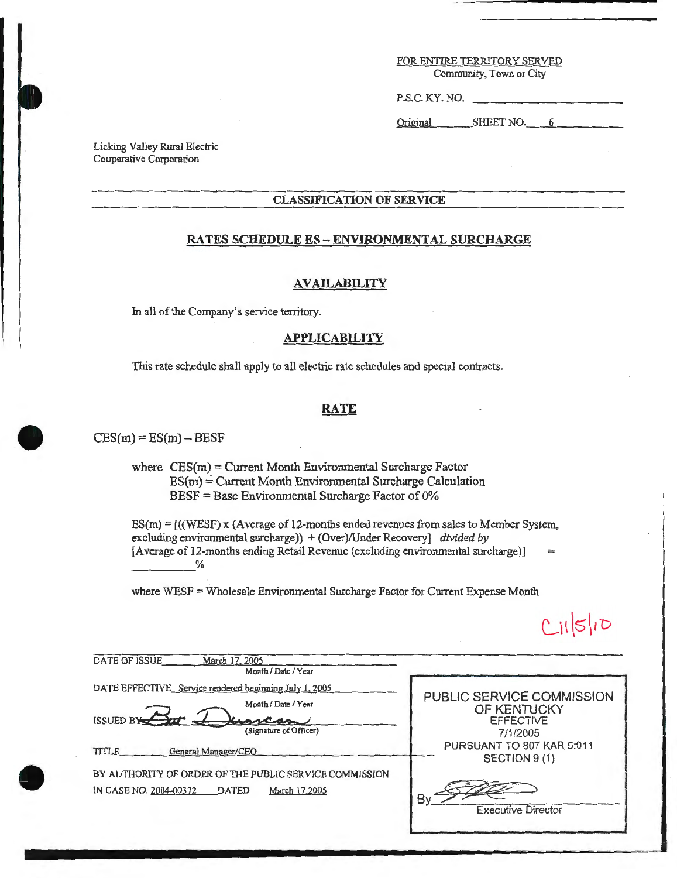FOR ENTIRE TERRITORY SERVED
Community, Town or City

P.S.C. KY. NO. ____________

Original ______ SHEET NO. 6

Licking Valley Rural Electric
Cooperative Corporation

## CLASSIFICATION OF SERVICE

## RATES SCHEDULE ES – ENVIRONMENTAL SURCHARGE

### AVAILABILITY

In all of the Company's service territory.

### APPLICABILITY

This rate schedule shall apply to all electric rate schedules and special contracts.

### RATE

CES(m) = ES(m) – BESF

where CES(m) = Current Month Environmental Surcharge Factor
ES(m) = Current Month Environmental Surcharge Calculation
BESF = Base Environmental Surcharge Factor of 0%

ES(m) = [((WESF) x (Average of 12-months ended revenues from sales to Member System, excluding environmental surcharge)) + (Over)/Under Recovery] *divided by* [Average of 12-months ending Retail Revenue (excluding environmental surcharge)] = __________%

where WESF = Wholesale Environmental Surcharge Factor for Current Expense Month

C 11/5/10

DATE OF ISSUE March 17, 2005
Month / Date / Year

DATE EFFECTIVE Service rendered beginning July 1, 2005
Month / Date / Year

ISSUED BY [signature]
(Signature of Officer)

TITLE General Manager/CEO

BY AUTHORITY OF ORDER OF THE PUBLIC SERVICE COMMISSION
IN CASE NO. 2004-00372 DATED March 17, 2005

PUBLIC SERVICE COMMISSION
OF KENTUCKY
EFFECTIVE
7/1/2005
PURSUANT TO 807 KAR 5:011
SECTION 9 (1)

By [signature]
Executive Director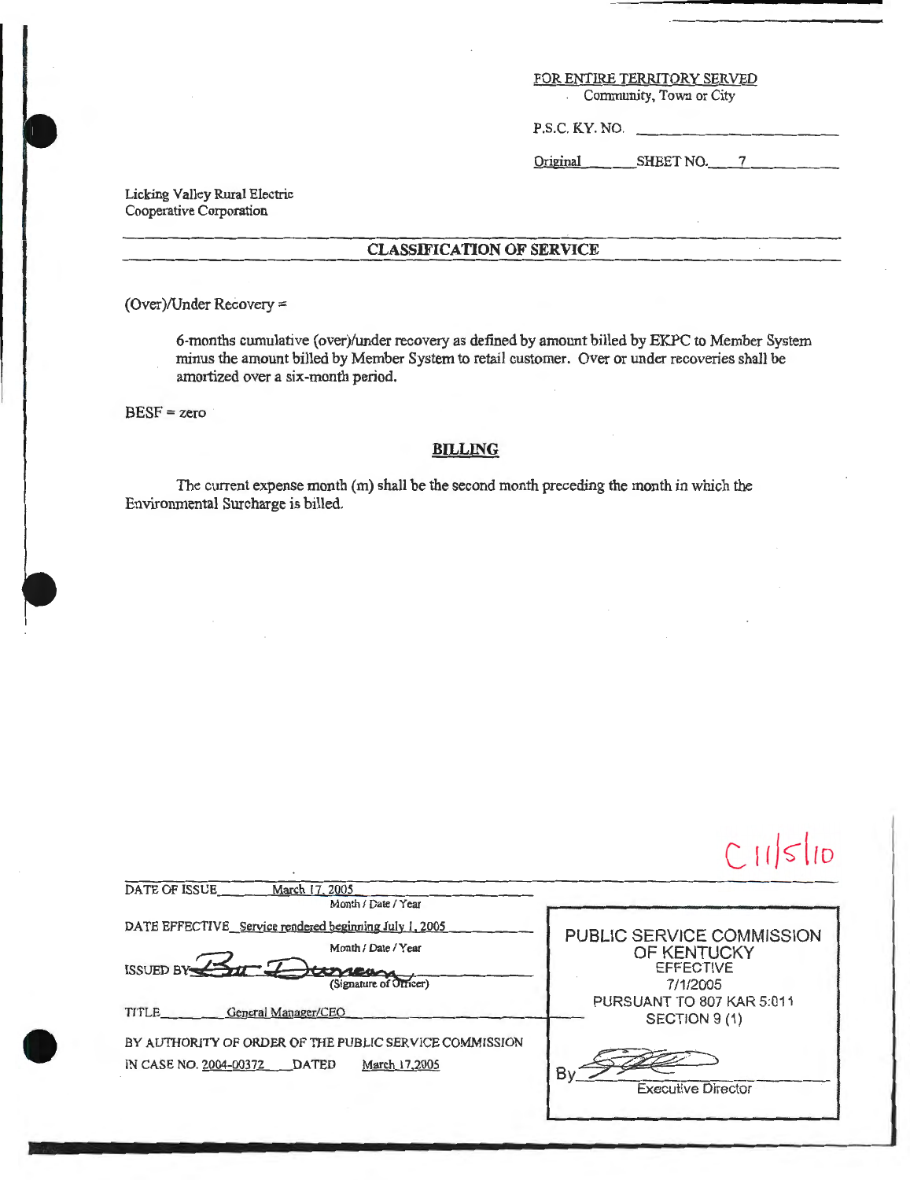FOR ENTIRE TERRITORY SERVED
Community, Town or City

P.S.C. KY. NO. ____________

Original ______ SHEET NO. 7

Licking Valley Rural Electric
Cooperative Corporation

## CLASSIFICATION OF SERVICE

(Over)/Under Recovery =

> 6-months cumulative (over)/under recovery as defined by amount billed by EKPC to Member System minus the amount billed by Member System to retail customer. Over or under recoveries shall be amortized over a six-month period.

BESF = zero

## BILLING

The current expense month (m) shall be the second month preceding the month in which the Environmental Surcharge is billed.

C 11/5/10

DATE OF ISSUE March 17, 2005
Month / Date / Year

DATE EFFECTIVE Service rendered beginning July 1, 2005
Month / Date / Year

ISSUED BY _(signature)_
(Signature of Officer)

TITLE General Manager/CEO

BY AUTHORITY OF ORDER OF THE PUBLIC SERVICE COMMISSION
IN CASE NO. 2004-00372 DATED March 17, 2005

PUBLIC SERVICE COMMISSION
OF KENTUCKY
EFFECTIVE
7/1/2005
PURSUANT TO 807 KAR 5:011
SECTION 9 (1)

By _(signature)_
Executive Director